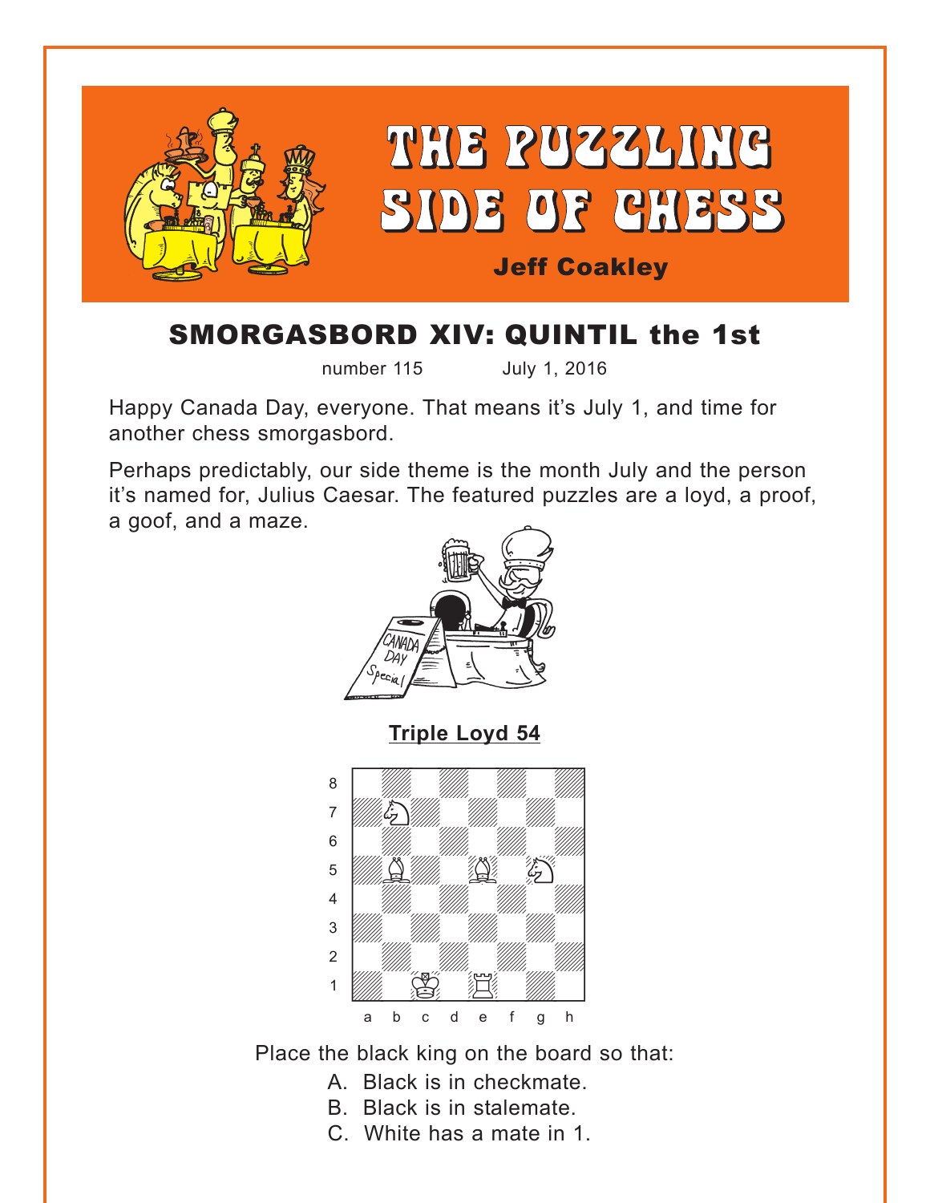# THE PUZZLING SIDE OF CHESS

**Jeff Coakley**

## SMORGASBORD XIV: QUINTIL the 1st

number 115 July 1, 2016

Happy Canada Day, everyone. That means it's July 1, and time for another chess smorgasbord.

Perhaps predictably, our side theme is the month July and the person it's named for, Julius Caesar. The featured puzzles are a loyd, a proof, a goof, and a maze.

**Triple Loyd 54**

Place the black king on the board so that:

A. Black is in checkmate.
B. Black is in stalemate.
C. White has a mate in 1.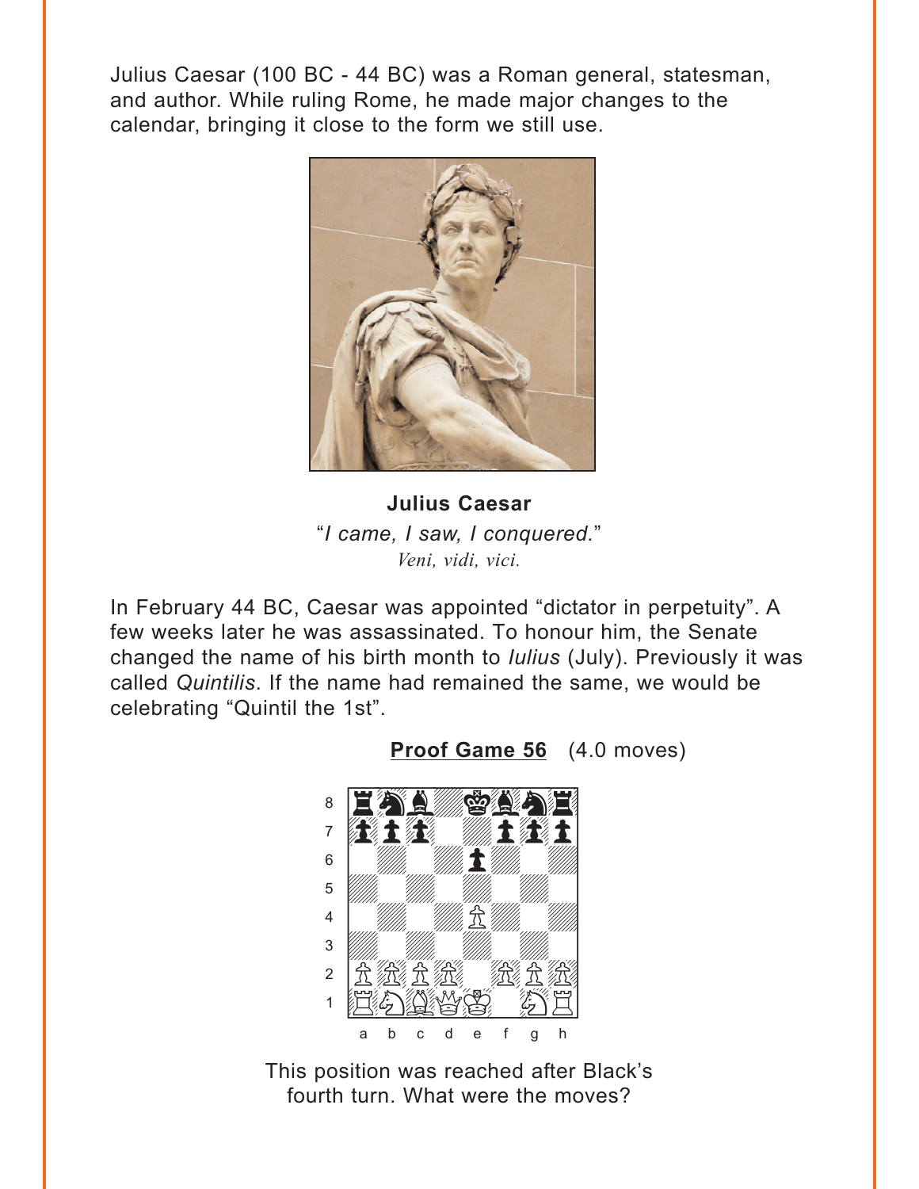Julius Caesar (100 BC - 44 BC) was a Roman general, statesman, and author. While ruling Rome, he made major changes to the calendar, bringing it close to the form we still use.

**Julius Caesar**

"*I came, I saw, I conquered.*"

*Veni, vidi, vici.*

In February 44 BC, Caesar was appointed "dictator in perpetuity". A few weeks later he was assassinated. To honour him, the Senate changed the name of his birth month to *Iulius* (July). Previously it was called *Quintilis*. If the name had remained the same, we would be celebrating "Quintil the 1st".

**Proof Game 56** (4.0 moves)

This position was reached after Black's fourth turn. What were the moves?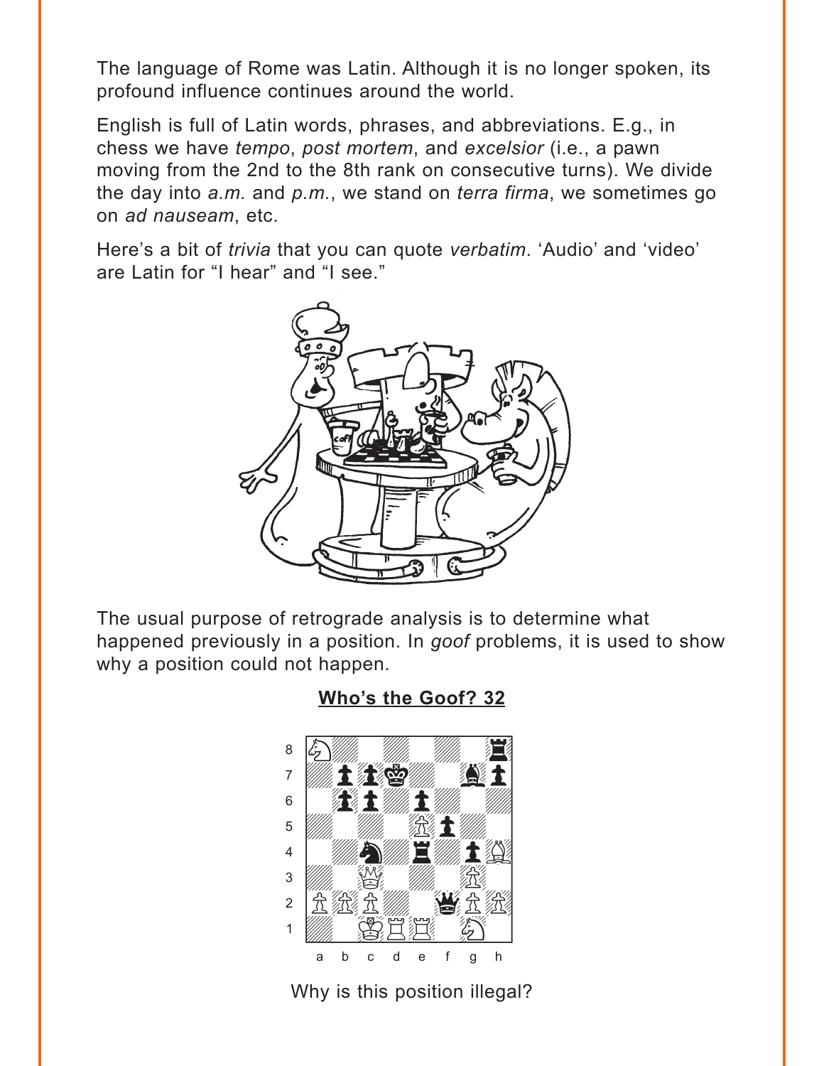The language of Rome was Latin. Although it is no longer spoken, its profound influence continues around the world.

English is full of Latin words, phrases, and abbreviations. E.g., in chess we have *tempo*, *post mortem*, and *excelsior* (i.e., a pawn moving from the 2nd to the 8th rank on consecutive turns). We divide the day into *a.m.* and *p.m.*, we stand on *terra firma*, we sometimes go on *ad nauseam*, etc.

Here's a bit of *trivia* that you can quote *verbatim*. 'Audio' and 'video' are Latin for "I hear" and "I see."

The usual purpose of retrograde analysis is to determine what happened previously in a position. In *goof* problems, it is used to show why a position could not happen.

## Who's the Goof? 32

Why is this position illegal?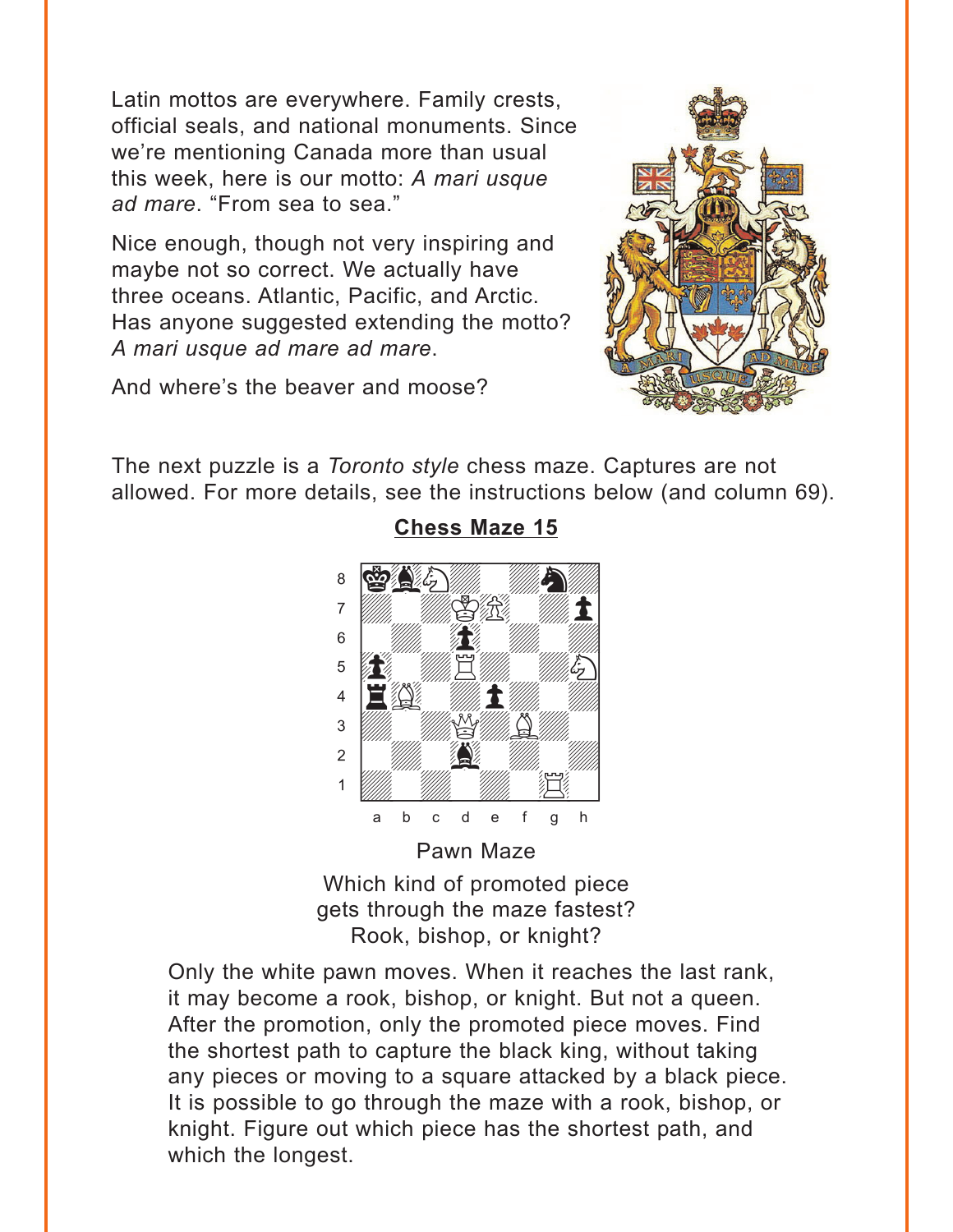Latin mottos are everywhere. Family crests, official seals, and national monuments. Since we're mentioning Canada more than usual this week, here is our motto: *A mari usque ad mare*. "From sea to sea."

Nice enough, though not very inspiring and maybe not so correct. We actually have three oceans. Atlantic, Pacific, and Arctic. Has anyone suggested extending the motto? *A mari usque ad mare ad mare*.

And where's the beaver and moose?

The next puzzle is a *Toronto style* chess maze. Captures are not allowed. For more details, see the instructions below (and column 69).

**Chess Maze 15**

Pawn Maze

Which kind of promoted piece gets through the maze fastest? Rook, bishop, or knight?

Only the white pawn moves. When it reaches the last rank, it may become a rook, bishop, or knight. But not a queen. After the promotion, only the promoted piece moves. Find the shortest path to capture the black king, without taking any pieces or moving to a square attacked by a black piece. It is possible to go through the maze with a rook, bishop, or knight. Figure out which piece has the shortest path, and which the longest.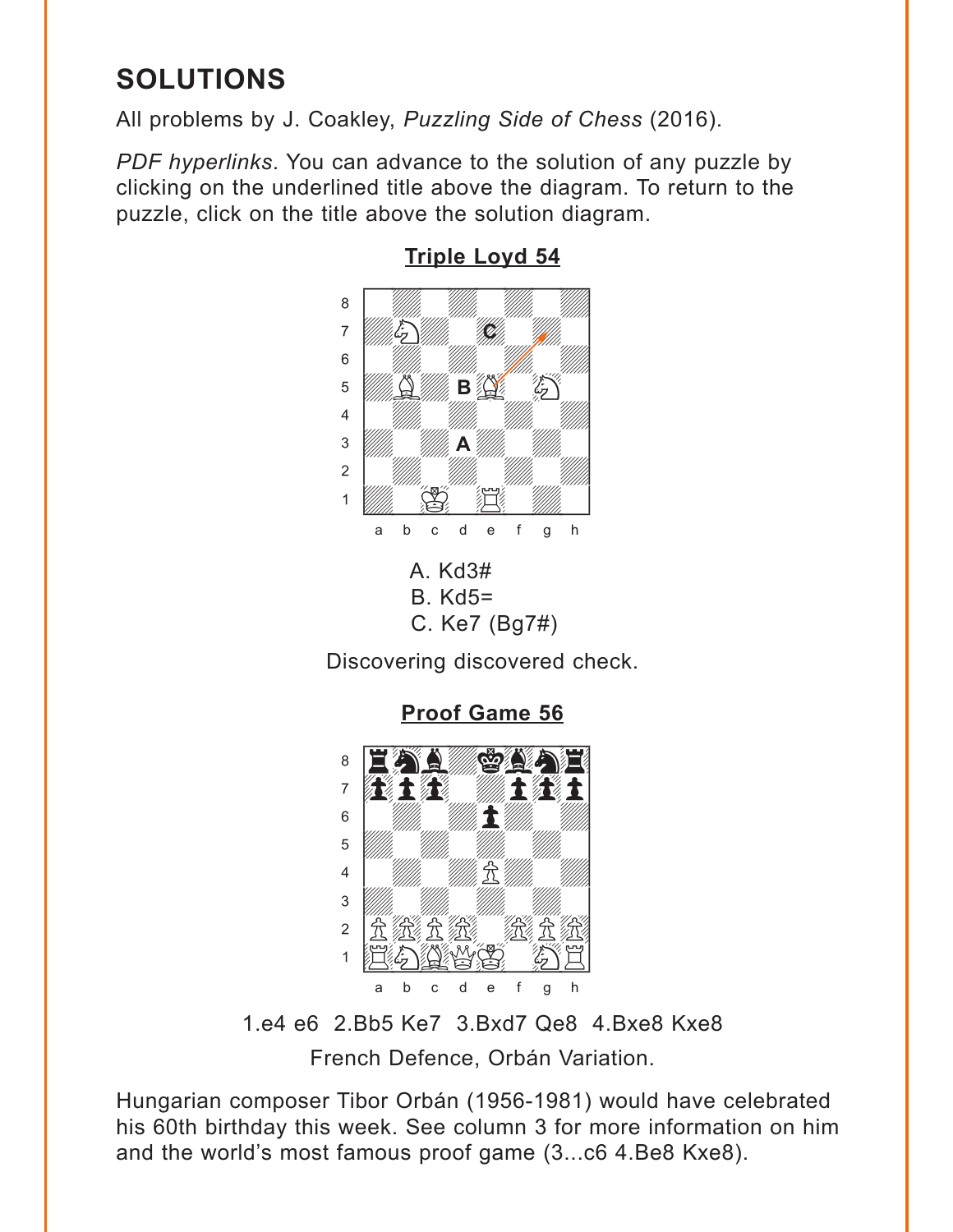## SOLUTIONS

All problems by J. Coakley, *Puzzling Side of Chess* (2016).

*PDF hyperlinks*. You can advance to the solution of any puzzle by clicking on the underlined title above the diagram. To return to the puzzle, click on the title above the solution diagram.

### Triple Loyd 54

A. Kd3#
B. Kd5=
C. Ke7 (Bg7#)

Discovering discovered check.

### Proof Game 56

1.e4 e6 2.Bb5 Ke7 3.Bxd7 Qe8 4.Bxe8 Kxe8

French Defence, Orbán Variation.

Hungarian composer Tibor Orbán (1956-1981) would have celebrated his 60th birthday this week. See column 3 for more information on him and the world's most famous proof game (3...c6 4.Be8 Kxe8).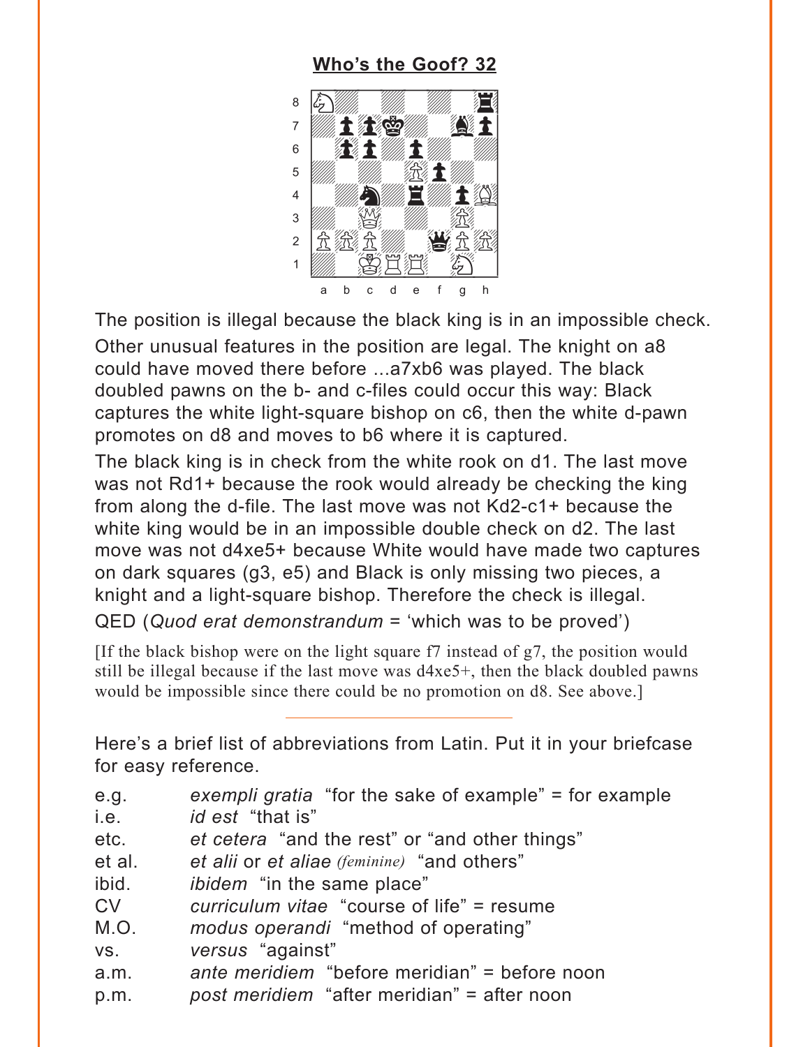## Who's the Goof? 32

The position is illegal because the black king is in an impossible check.

Other unusual features in the position are legal. The knight on a8 could have moved there before ...a7xb6 was played. The black doubled pawns on the b- and c-files could occur this way: Black captures the white light-square bishop on c6, then the white d-pawn promotes on d8 and moves to b6 where it is captured.

The black king is in check from the white rook on d1. The last move was not Rd1+ because the rook would already be checking the king from along the d-file. The last move was not Kd2-c1+ because the white king would be in an impossible double check on d2. The last move was not d4xe5+ because White would have made two captures on dark squares (g3, e5) and Black is only missing two pieces, a knight and a light-square bishop. Therefore the check is illegal.

QED (*Quod erat demonstrandum* = 'which was to be proved')

[If the black bishop were on the light square f7 instead of g7, the position would still be illegal because if the last move was d4xe5+, then the black doubled pawns would be impossible since there could be no promotion on d8. See above.]

---

Here's a brief list of abbreviations from Latin. Put it in your briefcase for easy reference.

| | |
|---|---|
| e.g. | *exempli gratia* "for the sake of example" = for example |
| i.e. | *id est* "that is" |
| etc. | *et cetera* "and the rest" or "and other things" |
| et al. | *et alii* or *et aliae (feminine)* "and others" |
| ibid. | *ibidem* "in the same place" |
| CV | *curriculum vitae* "course of life" = resume |
| M.O. | *modus operandi* "method of operating" |
| vs. | *versus* "against" |
| a.m. | *ante meridiem* "before meridian" = before noon |
| p.m. | *post meridiem* "after meridian" = after noon |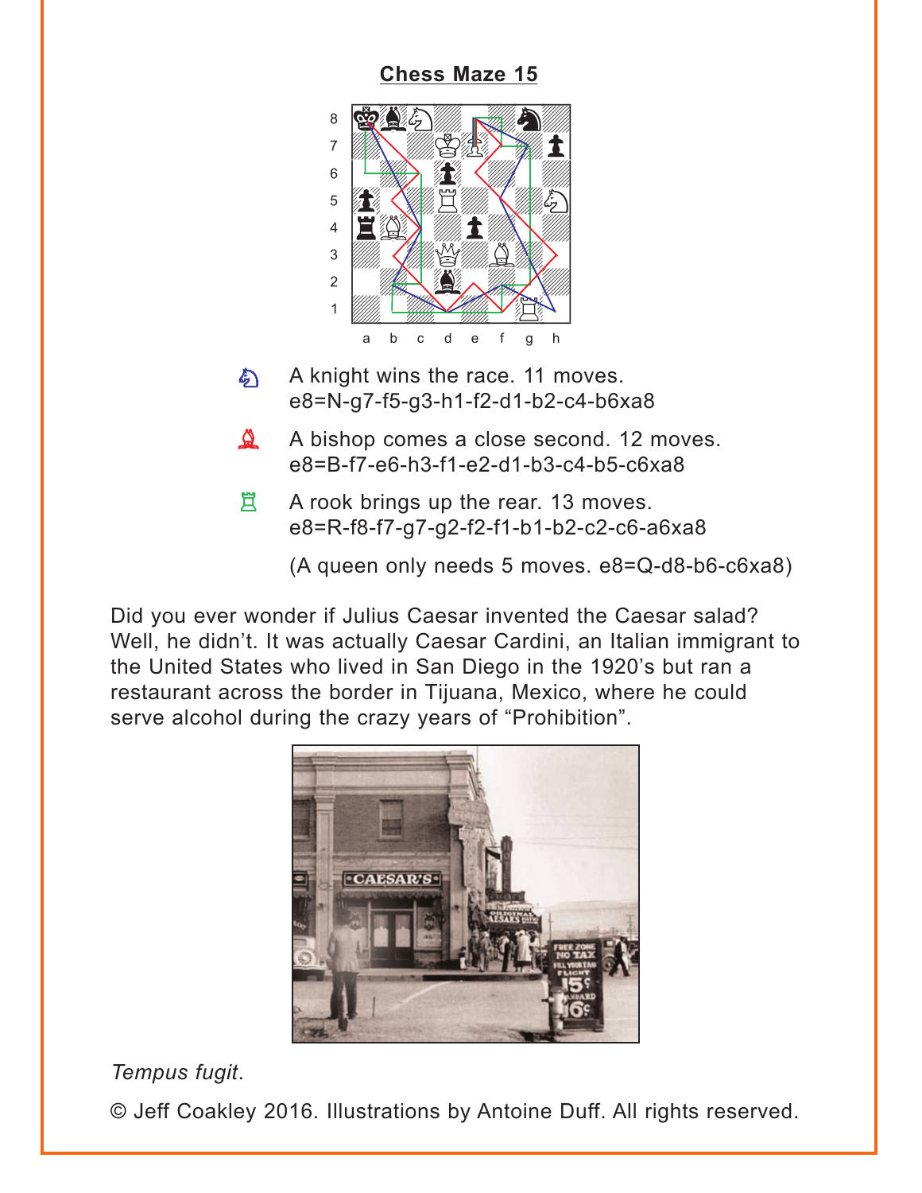## Chess Maze 15

8
7
6
5
4
3
2
1

a b c d e f g h

A knight wins the race. 11 moves.
e8=N-g7-f5-g3-h1-f2-d1-b2-c4-b6xa8

A bishop comes a close second. 12 moves.
e8=B-f7-e6-h3-f1-e2-d1-b3-c4-b5-c6xa8

A rook brings up the rear. 13 moves.
e8=R-f8-f7-g7-g2-f2-f1-b1-b2-c2-c6-a6xa8

(A queen only needs 5 moves. e8=Q-d8-b6-c6xa8)

Did you ever wonder if Julius Caesar invented the Caesar salad? Well, he didn't. It was actually Caesar Cardini, an Italian immigrant to the United States who lived in San Diego in the 1920's but ran a restaurant across the border in Tijuana, Mexico, where he could serve alcohol during the crazy years of "Prohibition".

*Tempus fugit*.

© Jeff Coakley 2016. Illustrations by Antoine Duff. All rights reserved.